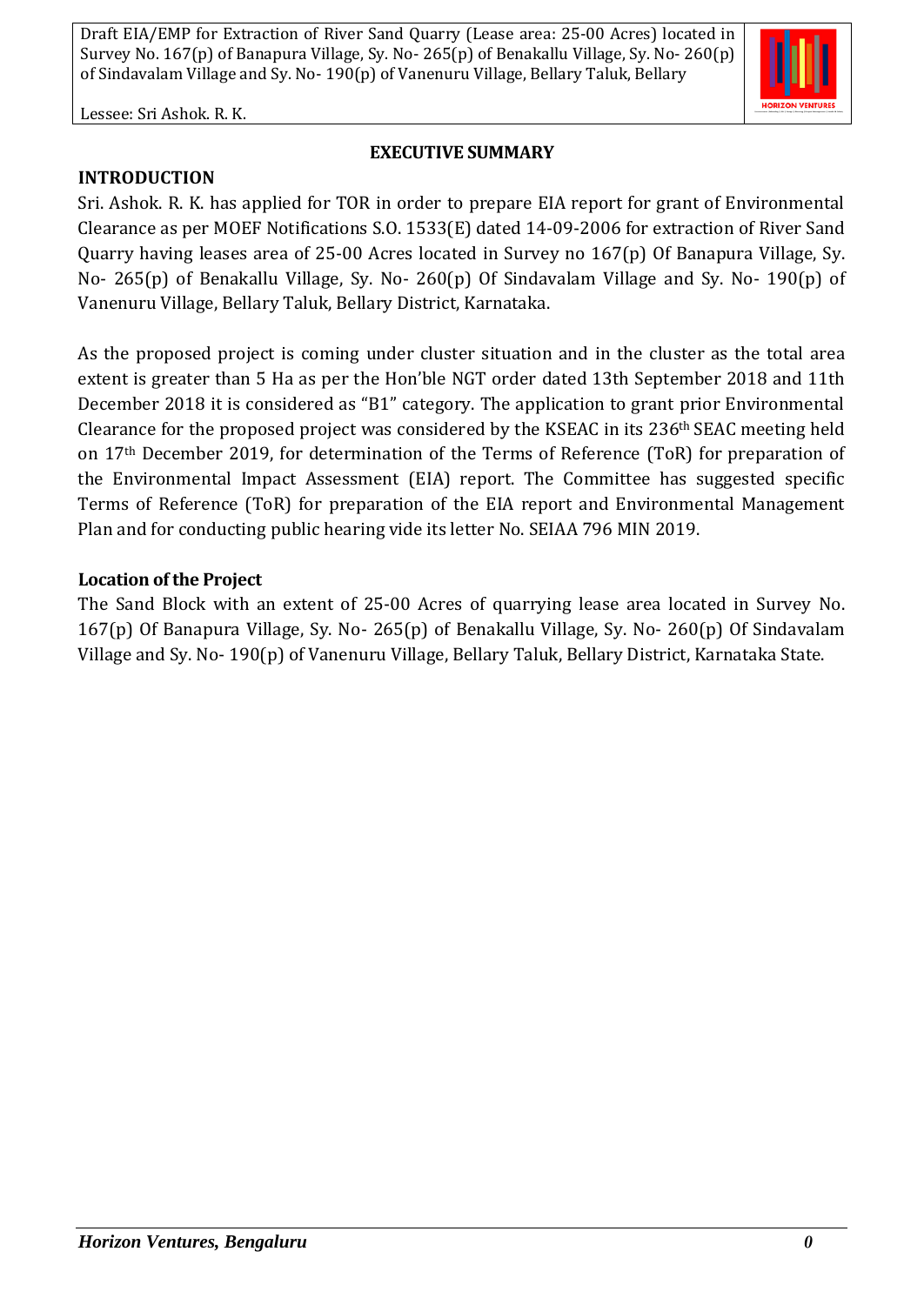## EXECUTIVE SUMMARY

### INTRODUCTION

Sri. Ashok. R. K. has applied for TOR in order to prepare EIA report for grant of Environmental Clearance as per MOEF Notifications S.O. 1533(E) dated 14-09-2006 for extraction of River Sand Quarry having leases area of 25-00 Acres located in Survey no 167(p) Of Banapura Village, Sy. No- 265(p) of Benakallu Village, Sy. No- 260(p) Of Sindavalam Village and Sy. No- 190(p) of Vanenuru Village, Bellary Taluk, Bellary District, Karnataka.

As the proposed project is coming under cluster situation and in the cluster as the total area extent is greater than 5 Ha as per the Hon'ble NGT order dated 13th September 2018 and 11th December 2018 it is considered as "B1" category. The application to grant prior Environmental Clearance for the proposed project was considered by the KSEAC in its 236th SEAC meeting held on 17th December 2019, for determination of the Terms of Reference (ToR) for preparation of the Environmental Impact Assessment (EIA) report. The Committee has suggested specific Terms of Reference (ToR) for preparation of the EIA report and Environmental Management Plan and for conducting public hearing vide its letter No. SEIAA 796 MIN 2019.

### Location of the Project

The Sand Block with an extent of 25-00 Acres of quarrying lease area located in Survey No. 167(p) Of Banapura Village, Sy. No- 265(p) of Benakallu Village, Sy. No- 260(p) Of Sindavalam Village and Sy. No- 190(p) of Vanenuru Village, Bellary Taluk, Bellary District, Karnataka State.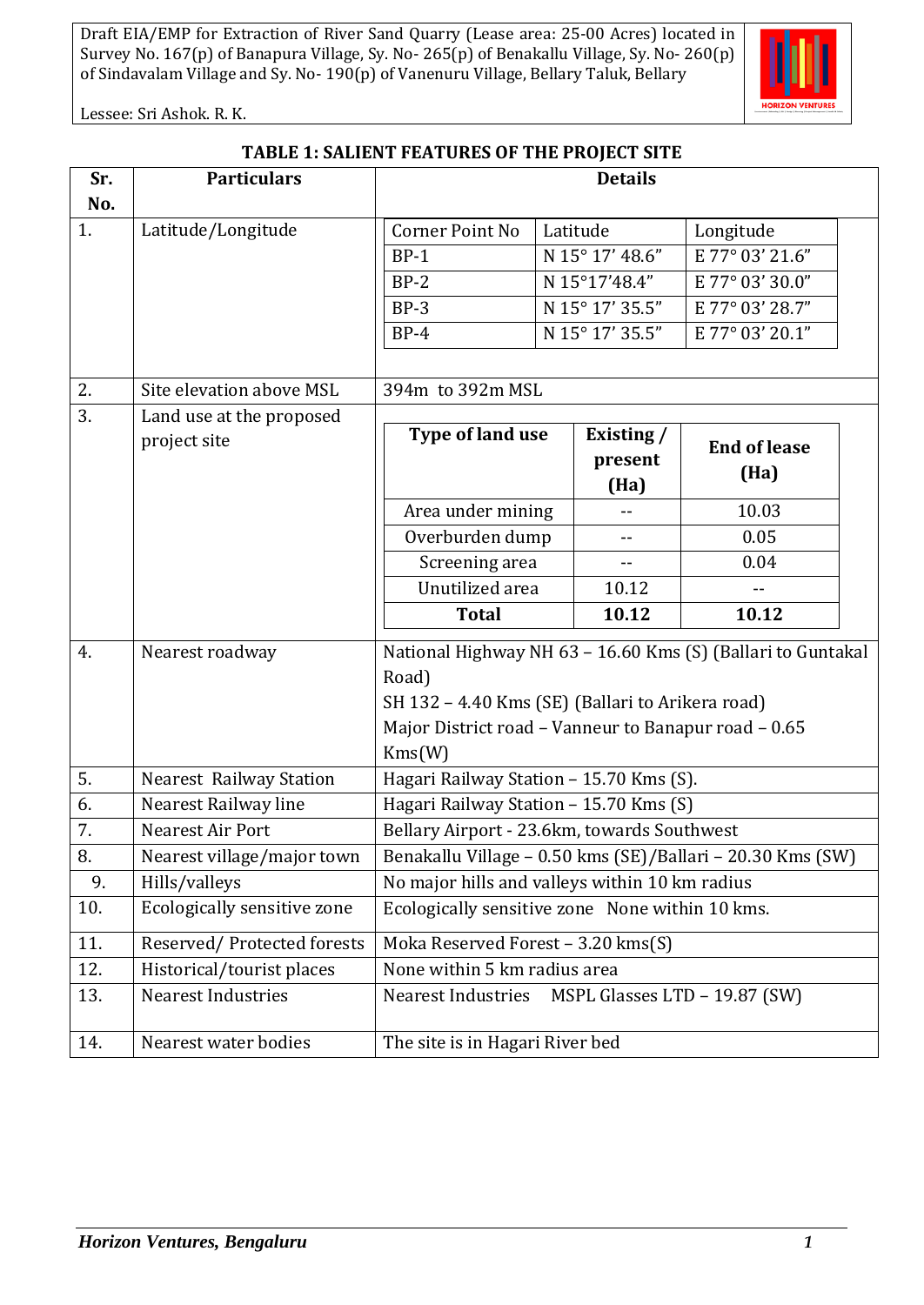### TABLE 1: SALIENT FEATURES OF THE PROJECT SITE

| Sr. No. | Particulars | Details |
|---|---|---|
| 1. | Latitude/Longitude | Corner Point No / Latitude / Longitude:<br>BP-1: N 15° 17' 48.6" / E 77° 03' 21.6"<br>BP-2: N 15°17'48.4" / E 77° 03' 30.0"<br>BP-3: N 15° 17' 35.5" / E 77° 03' 28.7"<br>BP-4: N 15° 17' 35.5" / E 77° 03' 20.1" |
| 2. | Site elevation above MSL | 394m to 392m MSL |
| 3. | Land use at the proposed project site | Type of land use / Existing / present (Ha) / End of lease (Ha):<br>Area under mining: -- / 10.03<br>Overburden dump: -- / 0.05<br>Screening area: -- / 0.04<br>Unutilized area: 10.12 / --<br>**Total: 10.12 / 10.12** |
| 4. | Nearest roadway | National Highway NH 63 – 16.60 Kms (S) (Ballari to Guntakal Road)<br>SH 132 – 4.40 Kms (SE) (Ballari to Arikera road)<br>Major District road – Vanneur to Banapur road – 0.65 Kms(W) |
| 5. | Nearest Railway Station | Hagari Railway Station – 15.70 Kms (S). |
| 6. | Nearest Railway line | Hagari Railway Station – 15.70 Kms (S) |
| 7. | Nearest Air Port | Bellary Airport - 23.6km, towards Southwest |
| 8. | Nearest village/major town | Benakallu Village – 0.50 kms (SE)/Ballari – 20.30 Kms (SW) |
| 9. | Hills/valleys | No major hills and valleys within 10 km radius |
| 10. | Ecologically sensitive zone | Ecologically sensitive zone None within 10 kms. |
| 11. | Reserved/ Protected forests | Moka Reserved Forest – 3.20 kms(S) |
| 12. | Historical/tourist places | None within 5 km radius area |
| 13. | Nearest Industries | Nearest Industries MSPL Glasses LTD – 19.87 (SW) |
| 14. | Nearest water bodies | The site is in Hagari River bed |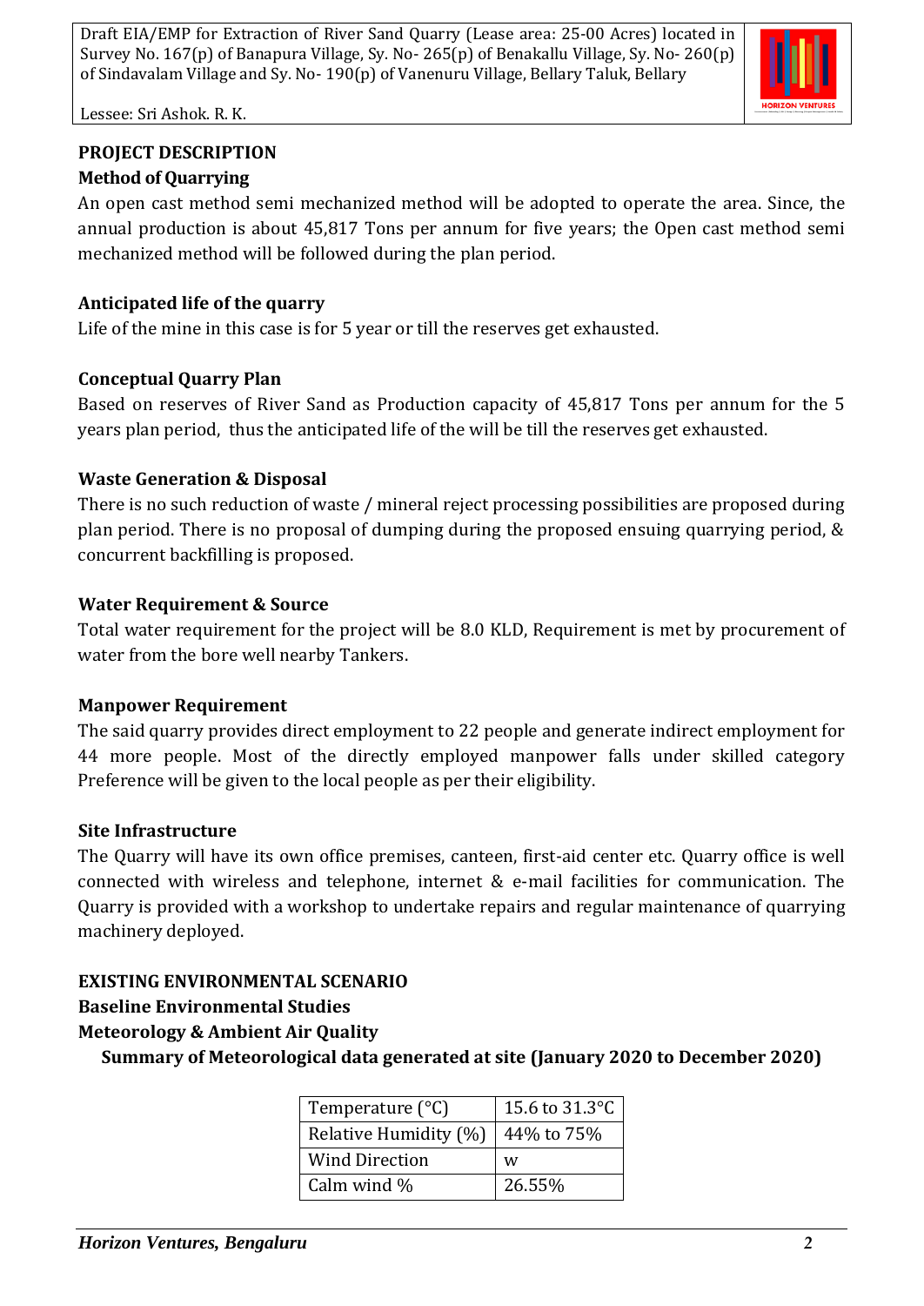## PROJECT DESCRIPTION

### Method of Quarrying

An open cast method semi mechanized method will be adopted to operate the area. Since, the annual production is about 45,817 Tons per annum for five years; the Open cast method semi mechanized method will be followed during the plan period.

### Anticipated life of the quarry

Life of the mine in this case is for 5 year or till the reserves get exhausted.

### Conceptual Quarry Plan

Based on reserves of River Sand as Production capacity of 45,817 Tons per annum for the 5 years plan period, thus the anticipated life of the will be till the reserves get exhausted.

### Waste Generation & Disposal

There is no such reduction of waste / mineral reject processing possibilities are proposed during plan period. There is no proposal of dumping during the proposed ensuing quarrying period, & concurrent backfilling is proposed.

### Water Requirement & Source

Total water requirement for the project will be 8.0 KLD, Requirement is met by procurement of water from the bore well nearby Tankers.

### Manpower Requirement

The said quarry provides direct employment to 22 people and generate indirect employment for 44 more people. Most of the directly employed manpower falls under skilled category Preference will be given to the local people as per their eligibility.

### Site Infrastructure

The Quarry will have its own office premises, canteen, first-aid center etc. Quarry office is well connected with wireless and telephone, internet & e-mail facilities for communication. The Quarry is provided with a workshop to undertake repairs and regular maintenance of quarrying machinery deployed.

## EXISTING ENVIRONMENTAL SCENARIO

### Baseline Environmental Studies

### Meteorology & Ambient Air Quality

**Summary of Meteorological data generated at site (January 2020 to December 2020)**

| Parameter | Value |
|---|---|
| Temperature (°C) | 15.6 to 31.3°C |
| Relative Humidity (%) | 44% to 75% |
| Wind Direction | w |
| Calm wind % | 26.55% |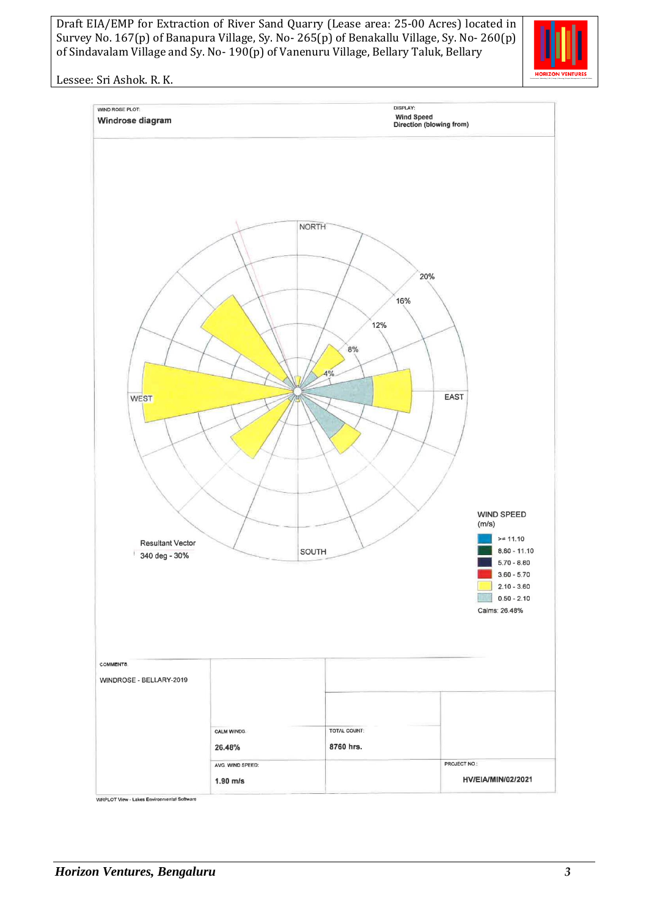WIND ROSE PLOT:

**Windrose diagram**

DISPLAY:

**Wind Speed**
**Direction (blowing from)**

NORTH

20%

16%

12%

8%

4%

WEST

EAST

SOUTH

Resultant Vector
340 deg - 30%

WIND SPEED (m/s)

- >= 11.10
- 8.80 - 11.10
- 5.70 - 8.80
- 3.60 - 5.70
- 2.10 - 3.60
- 0.50 - 2.10

Calms: 26.48%

| COMMENTS: | | | |
|---|---|---|---|
| WINDROSE - BELLARY-2019 | | | |
| | CALM WINDS: **26.48%** | TOTAL COUNT: **8760 hrs.** | |
| | AVG. WIND SPEED: **1.90 m/s** | | PROJECT NO.: **HV/EIA/MIN/02/2021** |

WRPLOT View - Lakes Environmental Software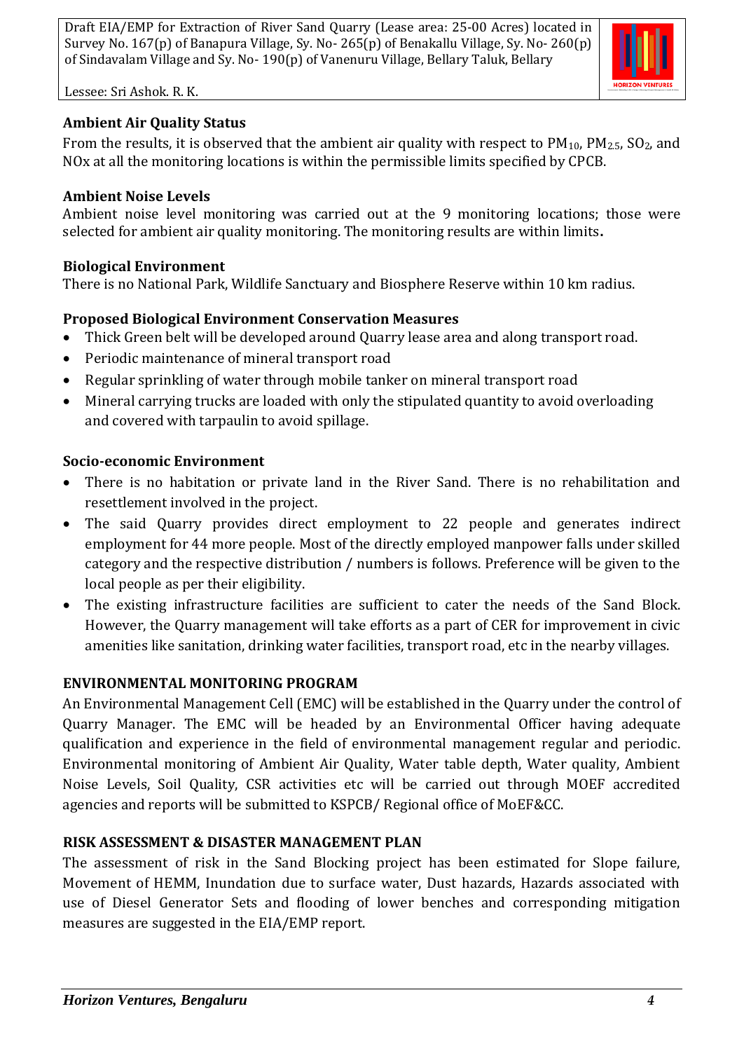### Ambient Air Quality Status

From the results, it is observed that the ambient air quality with respect to $PM_{10}$, $PM_{2.5}$, $SO_2$, and NOx at all the monitoring locations is within the permissible limits specified by CPCB.

### Ambient Noise Levels

Ambient noise level monitoring was carried out at the 9 monitoring locations; those were selected for ambient air quality monitoring. The monitoring results are within limits**.**

### Biological Environment

There is no National Park, Wildlife Sanctuary and Biosphere Reserve within 10 km radius.

### Proposed Biological Environment Conservation Measures

- Thick Green belt will be developed around Quarry lease area and along transport road.
- Periodic maintenance of mineral transport road
- Regular sprinkling of water through mobile tanker on mineral transport road
- Mineral carrying trucks are loaded with only the stipulated quantity to avoid overloading and covered with tarpaulin to avoid spillage.

### Socio-economic Environment

- There is no habitation or private land in the River Sand. There is no rehabilitation and resettlement involved in the project.
- The said Quarry provides direct employment to 22 people and generates indirect employment for 44 more people. Most of the directly employed manpower falls under skilled category and the respective distribution / numbers is follows. Preference will be given to the local people as per their eligibility.
- The existing infrastructure facilities are sufficient to cater the needs of the Sand Block. However, the Quarry management will take efforts as a part of CER for improvement in civic amenities like sanitation, drinking water facilities, transport road, etc in the nearby villages.

### ENVIRONMENTAL MONITORING PROGRAM

An Environmental Management Cell (EMC) will be established in the Quarry under the control of Quarry Manager. The EMC will be headed by an Environmental Officer having adequate qualification and experience in the field of environmental management regular and periodic. Environmental monitoring of Ambient Air Quality, Water table depth, Water quality, Ambient Noise Levels, Soil Quality, CSR activities etc will be carried out through MOEF accredited agencies and reports will be submitted to KSPCB/ Regional office of MoEF&CC.

### RISK ASSESSMENT & DISASTER MANAGEMENT PLAN

The assessment of risk in the Sand Blocking project has been estimated for Slope failure, Movement of HEMM, Inundation due to surface water, Dust hazards, Hazards associated with use of Diesel Generator Sets and flooding of lower benches and corresponding mitigation measures are suggested in the EIA/EMP report.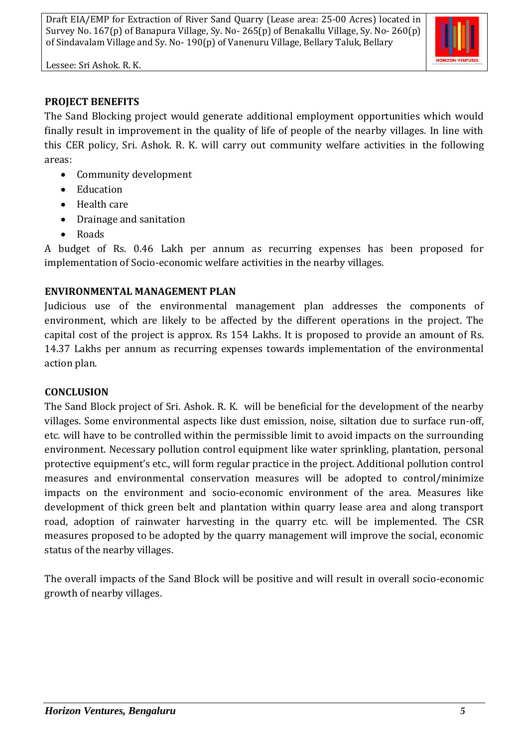## PROJECT BENEFITS

The Sand Blocking project would generate additional employment opportunities which would finally result in improvement in the quality of life of people of the nearby villages. In line with this CER policy, Sri. Ashok. R. K. will carry out community welfare activities in the following areas:

- Community development
- Education
- Health care
- Drainage and sanitation
- Roads

A budget of Rs. 0.46 Lakh per annum as recurring expenses has been proposed for implementation of Socio-economic welfare activities in the nearby villages.

## ENVIRONMENTAL MANAGEMENT PLAN

Judicious use of the environmental management plan addresses the components of environment, which are likely to be affected by the different operations in the project. The capital cost of the project is approx. Rs 154 Lakhs. It is proposed to provide an amount of Rs. 14.37 Lakhs per annum as recurring expenses towards implementation of the environmental action plan.

## CONCLUSION

The Sand Block project of Sri. Ashok. R. K. will be beneficial for the development of the nearby villages. Some environmental aspects like dust emission, noise, siltation due to surface run-off, etc. will have to be controlled within the permissible limit to avoid impacts on the surrounding environment. Necessary pollution control equipment like water sprinkling, plantation, personal protective equipment's etc., will form regular practice in the project. Additional pollution control measures and environmental conservation measures will be adopted to control/minimize impacts on the environment and socio-economic environment of the area. Measures like development of thick green belt and plantation within quarry lease area and along transport road, adoption of rainwater harvesting in the quarry etc. will be implemented. The CSR measures proposed to be adopted by the quarry management will improve the social, economic status of the nearby villages.

The overall impacts of the Sand Block will be positive and will result in overall socio-economic growth of nearby villages.